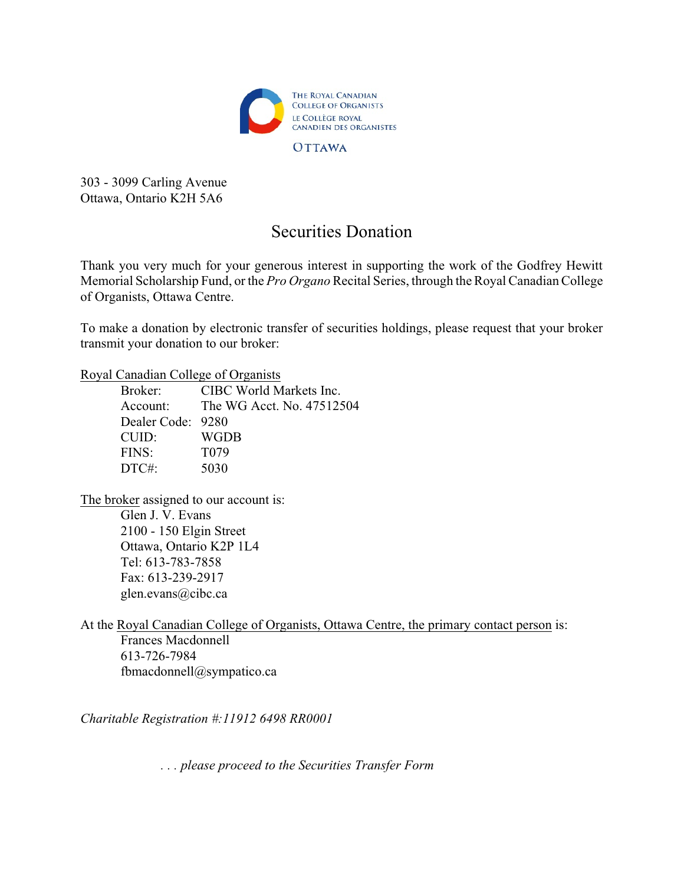THE ROYAL CANADIAN COLLEGE OF ORGANISTS
LE COLLÈGE ROYAL CANADIEN DES ORGANISTES
OTTAWA

303 - 3099 Carling Avenue
Ottawa, Ontario K2H 5A6

# Securities Donation

Thank you very much for your generous interest in supporting the work of the Godfrey Hewitt Memorial Scholarship Fund, or the *Pro Organo* Recital Series, through the Royal Canadian College of Organists, Ottawa Centre.

To make a donation by electronic transfer of securities holdings, please request that your broker transmit your donation to our broker:

Royal Canadian College of Organists

| | |
|---|---|
| Broker: | CIBC World Markets Inc. |
| Account: | The WG Acct. No. 47512504 |
| Dealer Code: | 9280 |
| CUID: | WGDB |
| FINS: | T079 |
| DTC#: | 5030 |

The broker assigned to our account is:

Glen J. V. Evans
2100 - 150 Elgin Street
Ottawa, Ontario K2P 1L4
Tel: 613-783-7858
Fax: 613-239-2917
glen.evans@cibc.ca

At the Royal Canadian College of Organists, Ottawa Centre, the primary contact person is:

Frances Macdonnell
613-726-7984
fbmacdonnell@sympatico.ca

*Charitable Registration #:11912 6498 RR0001*

*. . . please proceed to the Securities Transfer Form*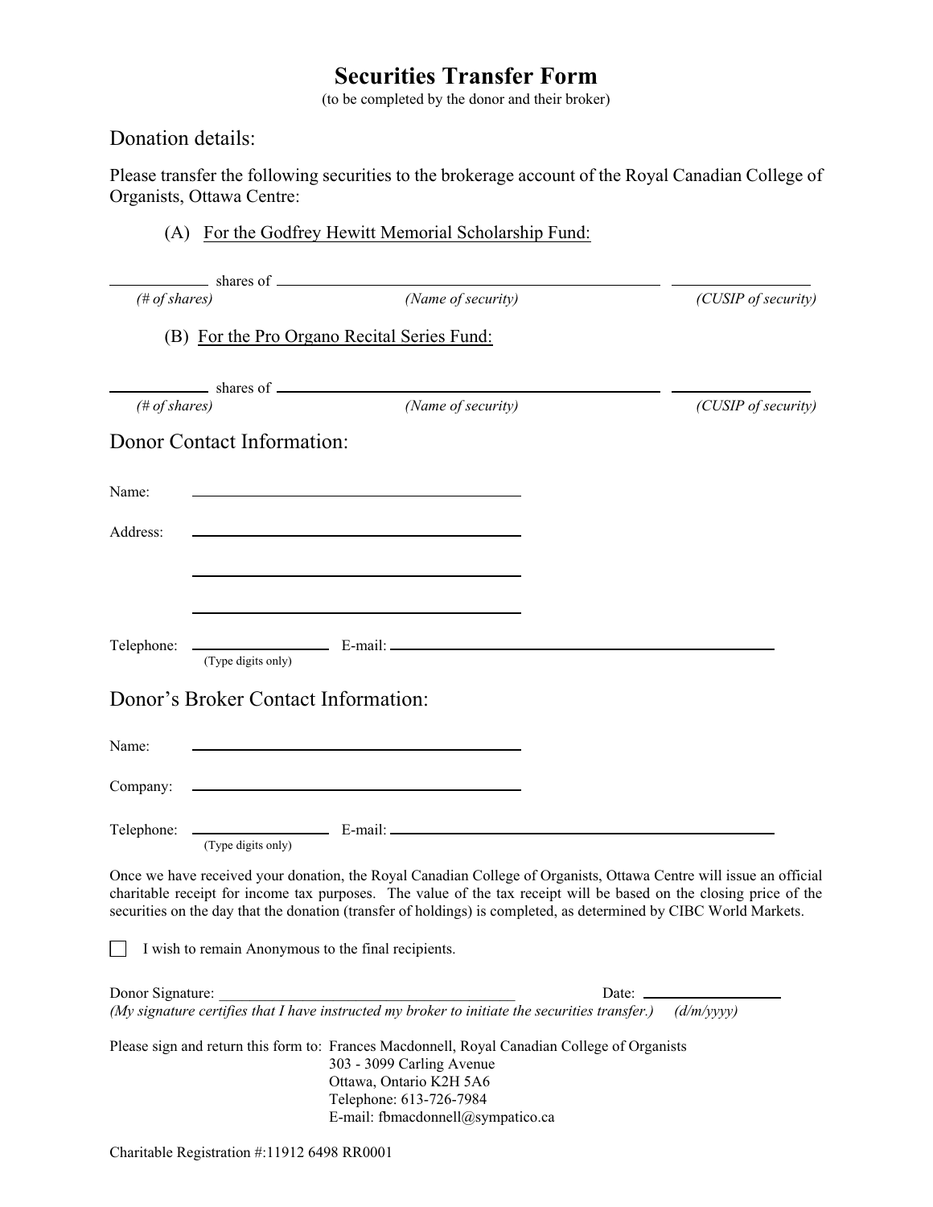# Securities Transfer Form

(to be completed by the donor and their broker)

## Donation details:

Please transfer the following securities to the brokerage account of the Royal Canadian College of Organists, Ottawa Centre:

(A) For the Godfrey Hewitt Memorial Scholarship Fund:

\_\_\_\_\_\_\_\_\_\_ shares of \_\_\_\_\_\_\_\_\_\_\_\_\_\_\_\_\_\_\_\_\_\_\_\_\_\_\_\_\_\_\_\_\_\_\_\_\_\_ \_\_\_\_\_\_\_\_\_\_\_\_\_\_\_\_
*(# of shares)* *(Name of security)* *(CUSIP of security)*

(B) For the Pro Organo Recital Series Fund:

\_\_\_\_\_\_\_\_\_\_ shares of \_\_\_\_\_\_\_\_\_\_\_\_\_\_\_\_\_\_\_\_\_\_\_\_\_\_\_\_\_\_\_\_\_\_\_\_\_\_ \_\_\_\_\_\_\_\_\_\_\_\_\_\_\_\_
*(# of shares)* *(Name of security)* *(CUSIP of security)*

## Donor Contact Information:

Name: \_\_\_\_\_\_\_\_\_\_\_\_\_\_\_\_\_\_\_\_\_\_\_\_\_\_\_\_\_\_\_\_\_\_\_\_

Address: \_\_\_\_\_\_\_\_\_\_\_\_\_\_\_\_\_\_\_\_\_\_\_\_\_\_\_\_\_\_\_\_\_\_\_\_

\_\_\_\_\_\_\_\_\_\_\_\_\_\_\_\_\_\_\_\_\_\_\_\_\_\_\_\_\_\_\_\_\_\_\_\_

\_\_\_\_\_\_\_\_\_\_\_\_\_\_\_\_\_\_\_\_\_\_\_\_\_\_\_\_\_\_\_\_\_\_\_\_

Telephone: \_\_\_\_\_\_\_\_\_\_\_\_\_\_ E-mail: \_\_\_\_\_\_\_\_\_\_\_\_\_\_\_\_\_\_\_\_\_\_\_\_\_\_\_\_\_\_\_\_\_\_\_\_\_\_\_\_
(Type digits only)

## Donor's Broker Contact Information:

Name: \_\_\_\_\_\_\_\_\_\_\_\_\_\_\_\_\_\_\_\_\_\_\_\_\_\_\_\_\_\_\_\_\_\_\_\_

Company: \_\_\_\_\_\_\_\_\_\_\_\_\_\_\_\_\_\_\_\_\_\_\_\_\_\_\_\_\_\_\_\_\_\_\_\_

Telephone: \_\_\_\_\_\_\_\_\_\_\_\_\_\_ E-mail: \_\_\_\_\_\_\_\_\_\_\_\_\_\_\_\_\_\_\_\_\_\_\_\_\_\_\_\_\_\_\_\_\_\_\_\_\_\_\_\_
(Type digits only)

Once we have received your donation, the Royal Canadian College of Organists, Ottawa Centre will issue an official charitable receipt for income tax purposes. The value of the tax receipt will be based on the closing price of the securities on the day that the donation (transfer of holdings) is completed, as determined by CIBC World Markets.

☐ I wish to remain Anonymous to the final recipients.

Donor Signature: \_\_\_\_\_\_\_\_\_\_\_\_\_\_\_\_\_\_\_\_\_\_\_\_\_\_\_\_\_\_\_\_\_\_\_\_\_\_ Date: \_\_\_\_\_\_\_\_\_\_\_\_\_\_
*(My signature certifies that I have instructed my broker to initiate the securities transfer.)* *(d/m/yyyy)*

Please sign and return this form to: Frances Macdonnell, Royal Canadian College of Organists
303 - 3099 Carling Avenue
Ottawa, Ontario K2H 5A6
Telephone: 613-726-7984
E-mail: fbmacdonnell@sympatico.ca

Charitable Registration #:11912 6498 RR0001